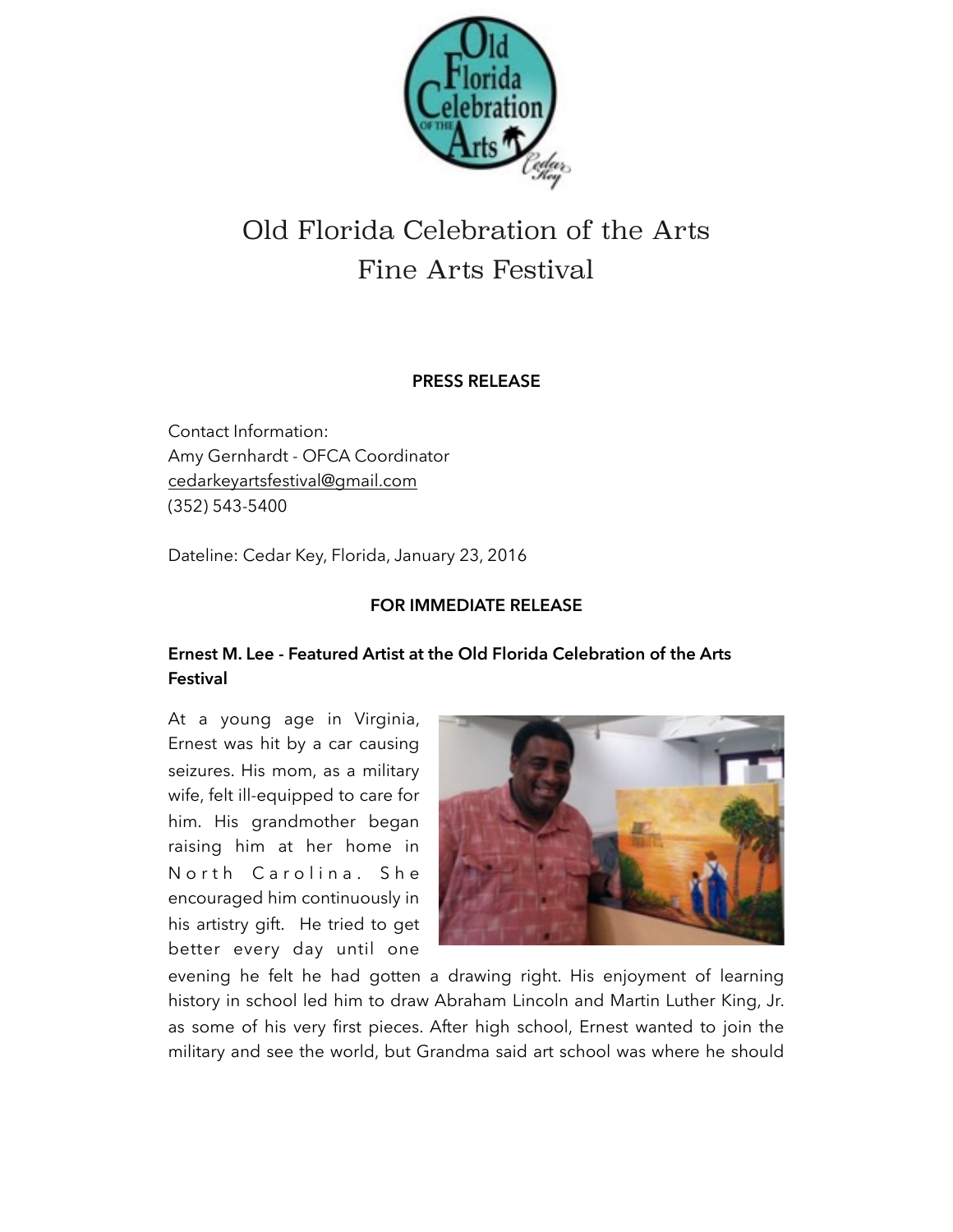# Old Florida Celebration of the Arts Fine Arts Festival

**PRESS RELEASE**

Contact Information:
Amy Gernhardt - OFCA Coordinator
cedarkeyartsfestival@gmail.com
(352) 543-5400

Dateline: Cedar Key, Florida, January 23, 2016

**FOR IMMEDIATE RELEASE**

**Ernest M. Lee - Featured Artist at the Old Florida Celebration of the Arts Festival**

At a young age in Virginia, Ernest was hit by a car causing seizures. His mom, as a military wife, felt ill-equipped to care for him. His grandmother began raising him at her home in North Carolina. She encouraged him continuously in his artistry gift. He tried to get better every day until one evening he felt he had gotten a drawing right. His enjoyment of learning history in school led him to draw Abraham Lincoln and Martin Luther King, Jr. as some of his very first pieces. After high school, Ernest wanted to join the military and see the world, but Grandma said art school was where he should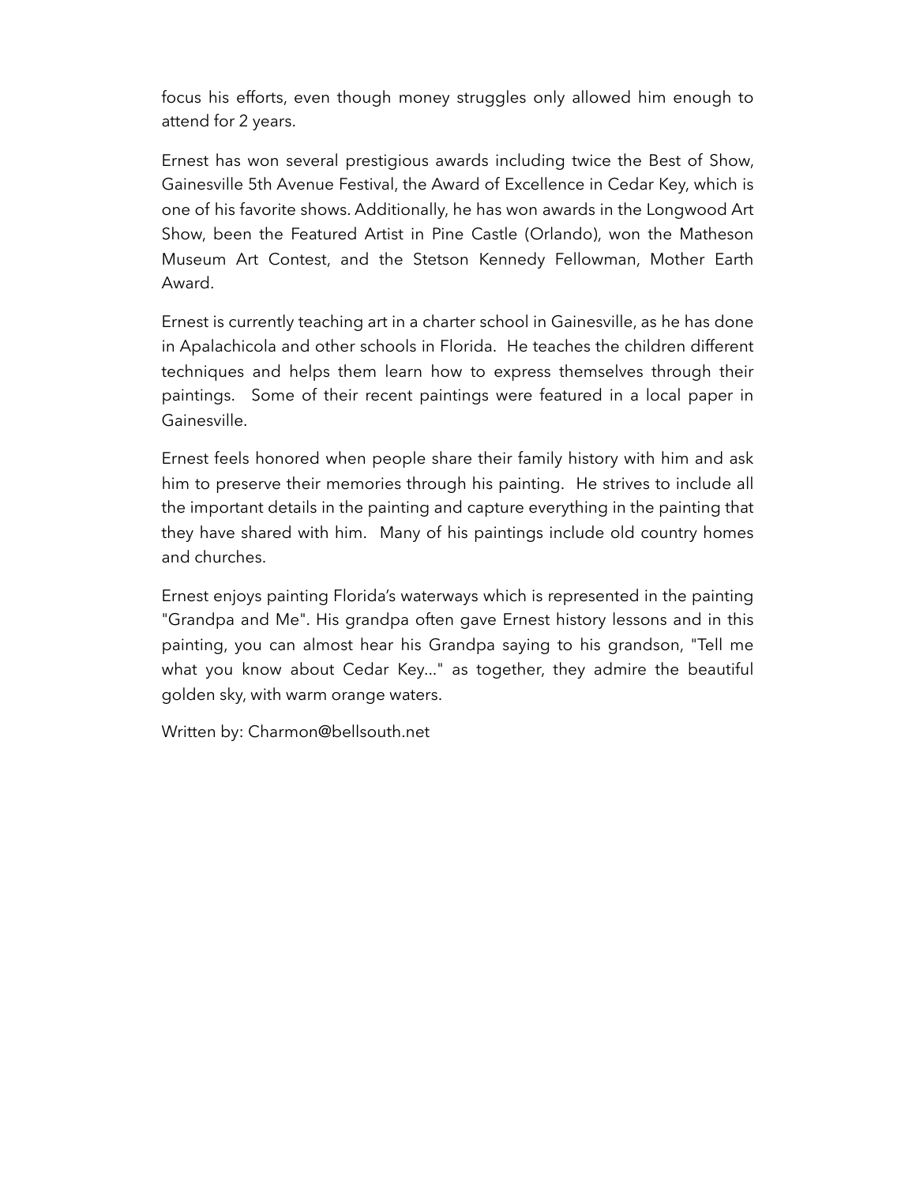focus his efforts, even though money struggles only allowed him enough to attend for 2 years.

Ernest has won several prestigious awards including twice the Best of Show, Gainesville 5th Avenue Festival, the Award of Excellence in Cedar Key, which is one of his favorite shows. Additionally, he has won awards in the Longwood Art Show, been the Featured Artist in Pine Castle (Orlando), won the Matheson Museum Art Contest, and the Stetson Kennedy Fellowman, Mother Earth Award.

Ernest is currently teaching art in a charter school in Gainesville, as he has done in Apalachicola and other schools in Florida.  He teaches the children different techniques and helps them learn how to express themselves through their paintings.  Some of their recent paintings were featured in a local paper in Gainesville.

Ernest feels honored when people share their family history with him and ask him to preserve their memories through his painting.  He strives to include all the important details in the painting and capture everything in the painting that they have shared with him.  Many of his paintings include old country homes and churches.

Ernest enjoys painting Florida's waterways which is represented in the painting "Grandpa and Me". His grandpa often gave Ernest history lessons and in this painting, you can almost hear his Grandpa saying to his grandson, "Tell me what you know about Cedar Key..." as together, they admire the beautiful golden sky, with warm orange waters.

Written by: Charmon@bellsouth.net